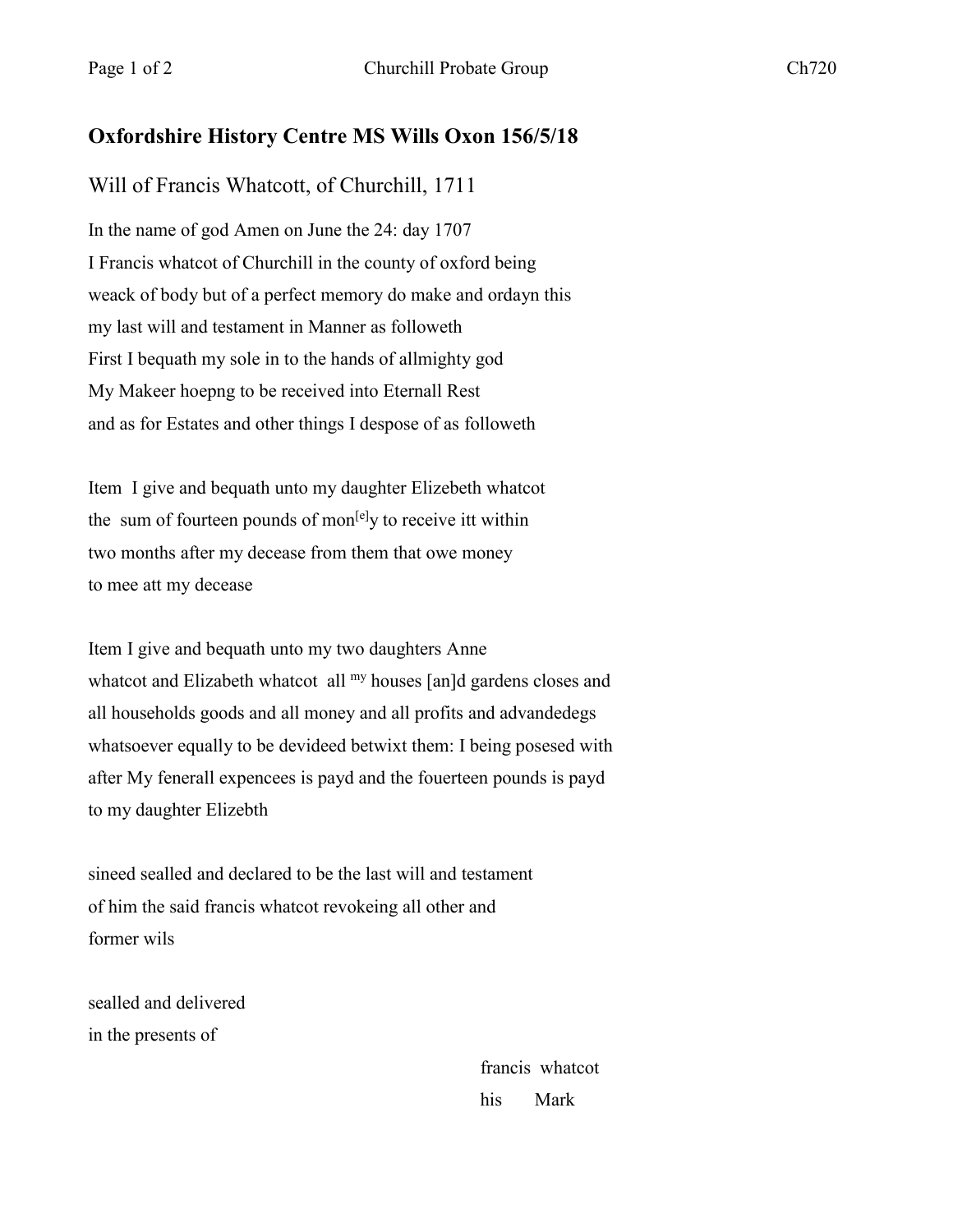## Oxfordshire History Centre MS Wills Oxon 156/5/18

Will of Francis Whatcott, of Churchill, 1711

In the name of god Amen on June the 24: day 1707
I Francis whatcot of Churchill in the county of oxford being
weack of body but of a perfect memory do make and ordayn this
my last will and testament in Manner as followeth
First I bequath my sole in to the hands of allmighty god
My Makeer hoepng to be received into Eternall Rest
and as for Estates and other things I despose of as followeth

Item I give and bequath unto my daughter Elizebeth whatcot
the sum of fourteen pounds of mon[e]y to receive itt within
two months after my decease from them that owe money
to mee att my decease

Item I give and bequath unto my two daughters Anne
whatcot and Elizabeth whatcot all [my] houses [an]d gardens closes and
all households goods and all money and all profits and advandedegs
whatsoever equally to be devideed betwixt them: I being posesed with
after My fenerall expencees is payd and the fouerteen pounds is payd
to my daughter Elizebth

sineed sealled and declared to be the last will and testament
of him the said francis whatcot revokeing all other and
former wils

sealled and delivered
in the presents of

francis whatcot
his Mark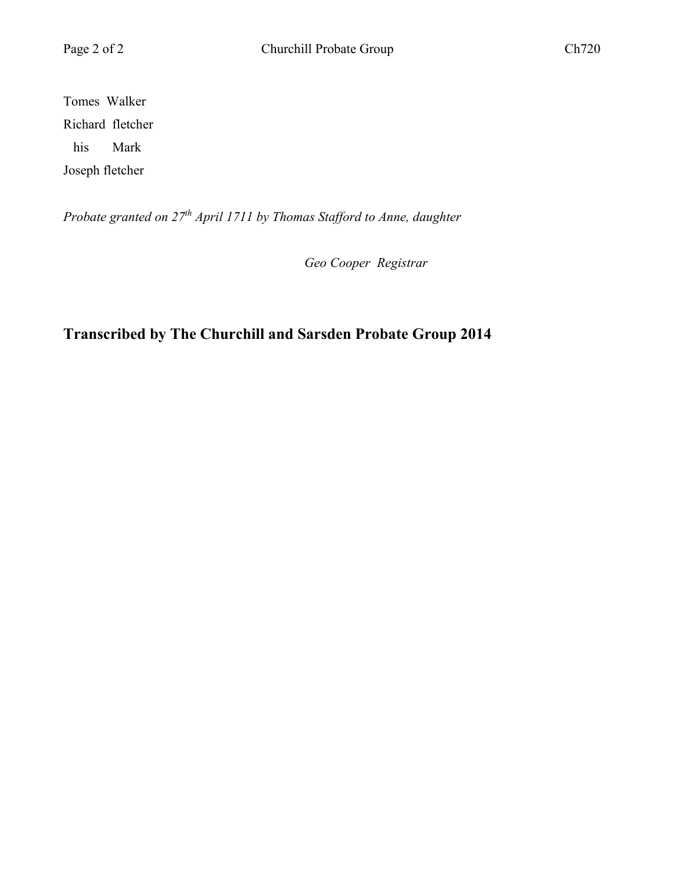Tomes Walker

Richard fletcher

his Mark

Joseph fletcher

*Probate granted on 27th April 1711 by Thomas Stafford to Anne, daughter*

*Geo Cooper Registrar*

**Transcribed by The Churchill and Sarsden Probate Group 2014**